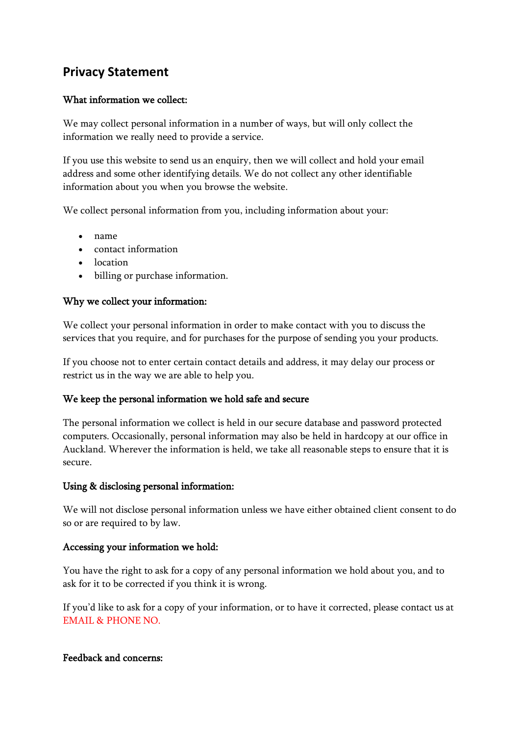# Privacy Statement

**What information we collect:**

We may collect personal information in a number of ways, but will only collect the information we really need to provide a service.

If you use this website to send us an enquiry, then we will collect and hold your email address and some other identifying details. We do not collect any other identifiable information about you when you browse the website.

We collect personal information from you, including information about your:

- name
- contact information
- location
- billing or purchase information.

**Why we collect your information:**

We collect your personal information in order to make contact with you to discuss the services that you require, and for purchases for the purpose of sending you your products.

If you choose not to enter certain contact details and address, it may delay our process or restrict us in the way we are able to help you.

**We keep the personal information we hold safe and secure**

The personal information we collect is held in our secure database and password protected computers. Occasionally, personal information may also be held in hardcopy at our office in Auckland. Wherever the information is held, we take all reasonable steps to ensure that it is secure.

**Using & disclosing personal information:**

We will not disclose personal information unless we have either obtained client consent to do so or are required to by law.

**Accessing your information we hold:**

You have the right to ask for a copy of any personal information we hold about you, and to ask for it to be corrected if you think it is wrong.

If you'd like to ask for a copy of your information, or to have it corrected, please contact us at EMAIL & PHONE NO.

**Feedback and concerns:**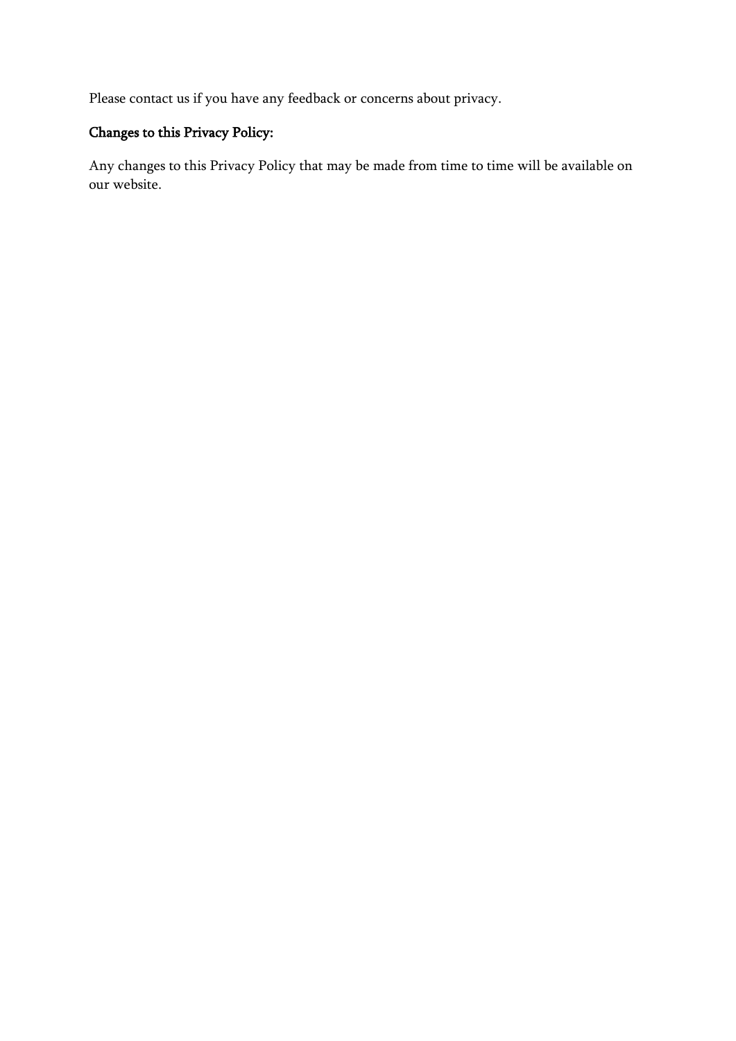Please contact us if you have any feedback or concerns about privacy.

## Changes to this Privacy Policy:

Any changes to this Privacy Policy that may be made from time to time will be available on our website.